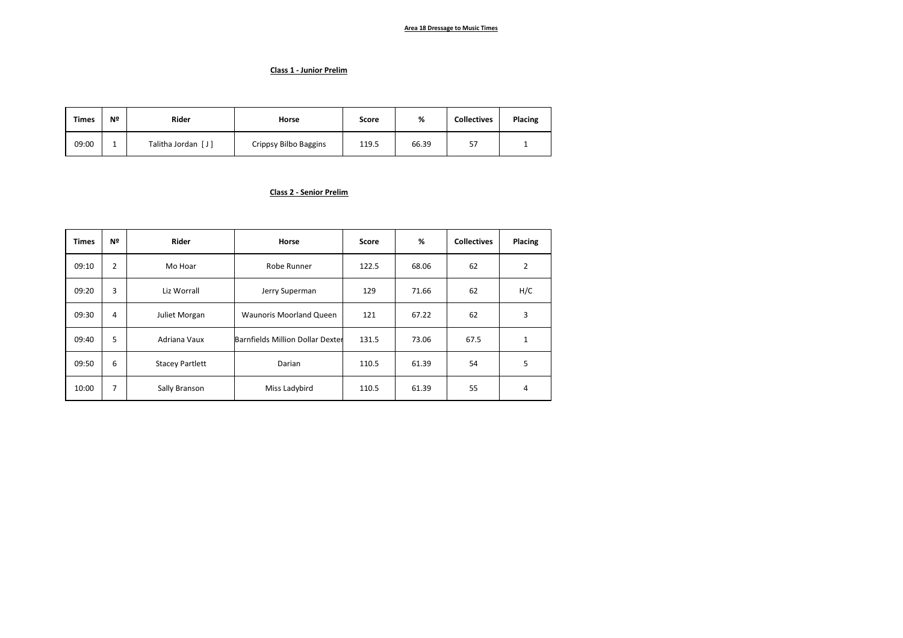# Area 18 Dressage to Music Times

## Class 1 - Junior Prelim

| Times | Nº | Rider | Horse | Score | % | Collectives | Placing |
|---|---|---|---|---|---|---|---|
| 09:00 | 1 | Talitha Jordan [ J ] | Crippsy Bilbo Baggins | 119.5 | 66.39 | 57 | 1 |

## Class 2 - Senior Prelim

| Times | Nº | Rider | Horse | Score | % | Collectives | Placing |
|---|---|---|---|---|---|---|---|
| 09:10 | 2 | Mo Hoar | Robe Runner | 122.5 | 68.06 | 62 | 2 |
| 09:20 | 3 | Liz Worrall | Jerry Superman | 129 | 71.66 | 62 | H/C |
| 09:30 | 4 | Juliet Morgan | Waunoris Moorland Queen | 121 | 67.22 | 62 | 3 |
| 09:40 | 5 | Adriana Vaux | Barnfields Million Dollar Dexter | 131.5 | 73.06 | 67.5 | 1 |
| 09:50 | 6 | Stacey Partlett | Darian | 110.5 | 61.39 | 54 | 5 |
| 10:00 | 7 | Sally Branson | Miss Ladybird | 110.5 | 61.39 | 55 | 4 |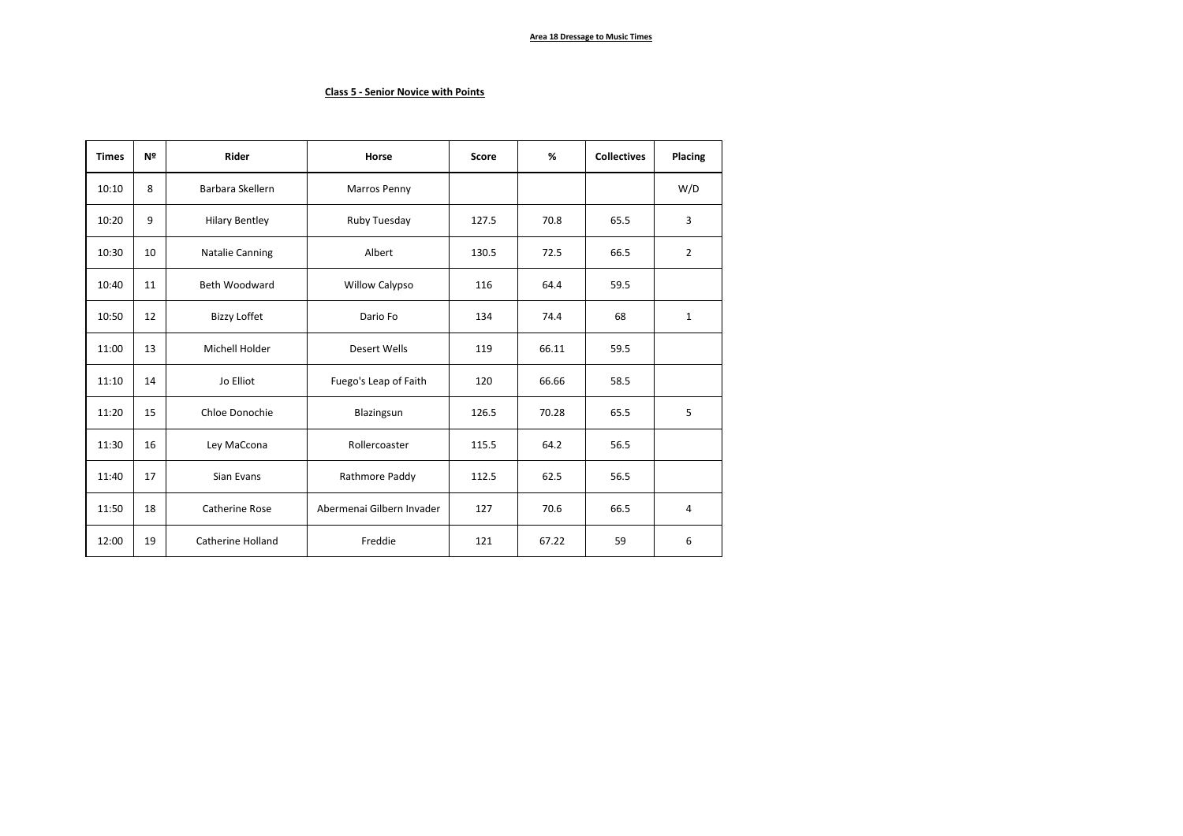## Class 5 - Senior Novice with Points

| Times | Nº | Rider | Horse | Score | % | Collectives | Placing |
|---|---|---|---|---|---|---|---|
| 10:10 | 8 | Barbara Skellern | Marros Penny | | | | W/D |
| 10:20 | 9 | Hilary Bentley | Ruby Tuesday | 127.5 | 70.8 | 65.5 | 3 |
| 10:30 | 10 | Natalie Canning | Albert | 130.5 | 72.5 | 66.5 | 2 |
| 10:40 | 11 | Beth Woodward | Willow Calypso | 116 | 64.4 | 59.5 | |
| 10:50 | 12 | Bizzy Loffet | Dario Fo | 134 | 74.4 | 68 | 1 |
| 11:00 | 13 | Michell Holder | Desert Wells | 119 | 66.11 | 59.5 | |
| 11:10 | 14 | Jo Elliot | Fuego's Leap of Faith | 120 | 66.66 | 58.5 | |
| 11:20 | 15 | Chloe Donochie | Blazingsun | 126.5 | 70.28 | 65.5 | 5 |
| 11:30 | 16 | Ley MaCcona | Rollercoaster | 115.5 | 64.2 | 56.5 | |
| 11:40 | 17 | Sian Evans | Rathmore Paddy | 112.5 | 62.5 | 56.5 | |
| 11:50 | 18 | Catherine Rose | Abermenai Gilbern Invader | 127 | 70.6 | 66.5 | 4 |
| 12:00 | 19 | Catherine Holland | Freddie | 121 | 67.22 | 59 | 6 |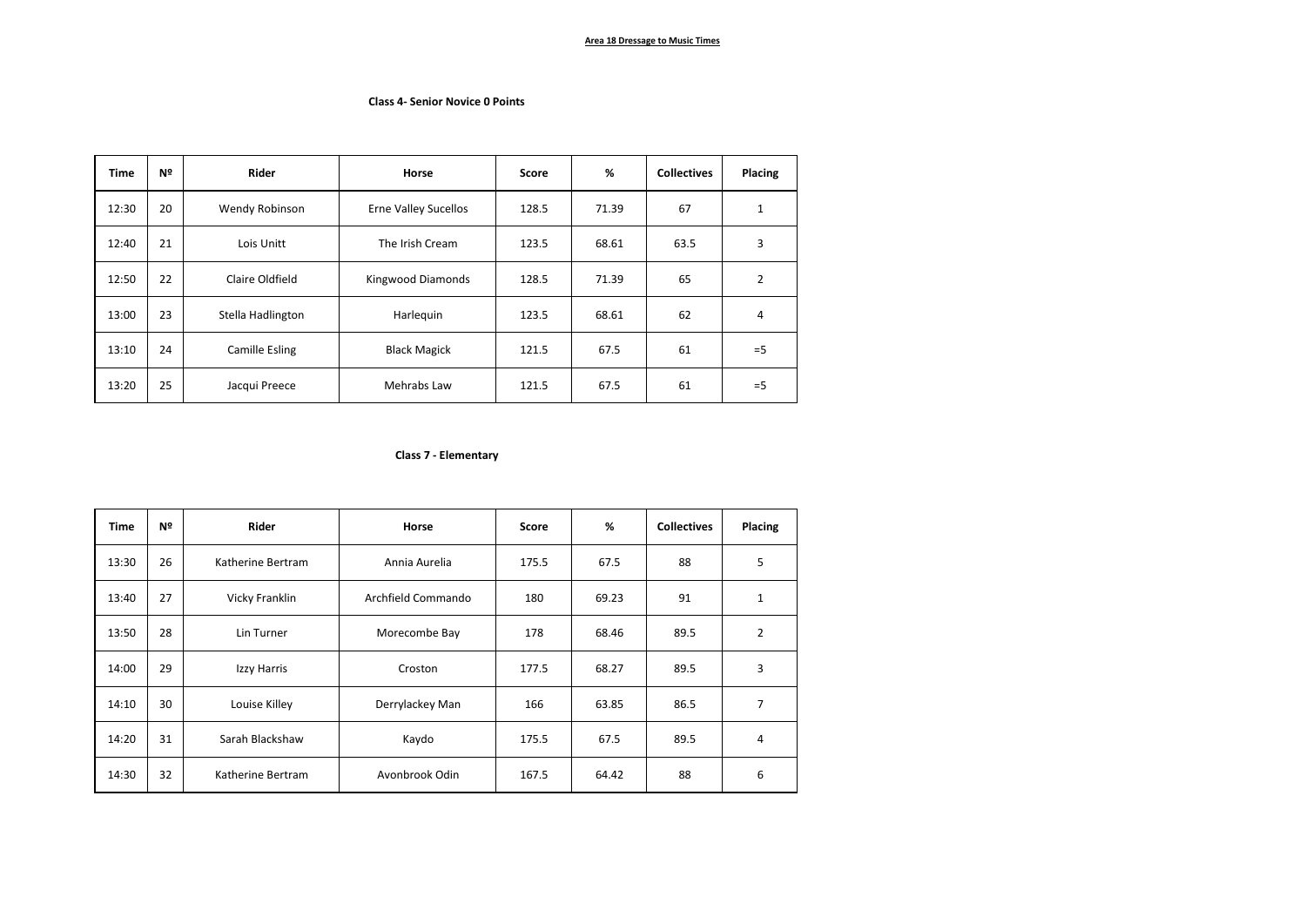**Area 18 Dressage to Music Times**

**Class 4- Senior Novice 0 Points**

| Time | Nº | Rider | Horse | Score | % | Collectives | Placing |
|---|---|---|---|---|---|---|---|
| 12:30 | 20 | Wendy Robinson | Erne Valley Sucellos | 128.5 | 71.39 | 67 | 1 |
| 12:40 | 21 | Lois Unitt | The Irish Cream | 123.5 | 68.61 | 63.5 | 3 |
| 12:50 | 22 | Claire Oldfield | Kingwood Diamonds | 128.5 | 71.39 | 65 | 2 |
| 13:00 | 23 | Stella Hadlington | Harlequin | 123.5 | 68.61 | 62 | 4 |
| 13:10 | 24 | Camille Esling | Black Magick | 121.5 | 67.5 | 61 | =5 |
| 13:20 | 25 | Jacqui Preece | Mehrabs Law | 121.5 | 67.5 | 61 | =5 |

**Class 7 - Elementary**

| Time | Nº | Rider | Horse | Score | % | Collectives | Placing |
|---|---|---|---|---|---|---|---|
| 13:30 | 26 | Katherine Bertram | Annia Aurelia | 175.5 | 67.5 | 88 | 5 |
| 13:40 | 27 | Vicky Franklin | Archfield Commando | 180 | 69.23 | 91 | 1 |
| 13:50 | 28 | Lin Turner | Morecombe Bay | 178 | 68.46 | 89.5 | 2 |
| 14:00 | 29 | Izzy Harris | Croston | 177.5 | 68.27 | 89.5 | 3 |
| 14:10 | 30 | Louise Killey | Derrylackey Man | 166 | 63.85 | 86.5 | 7 |
| 14:20 | 31 | Sarah Blackshaw | Kaydo | 175.5 | 67.5 | 89.5 | 4 |
| 14:30 | 32 | Katherine Bertram | Avonbrook Odin | 167.5 | 64.42 | 88 | 6 |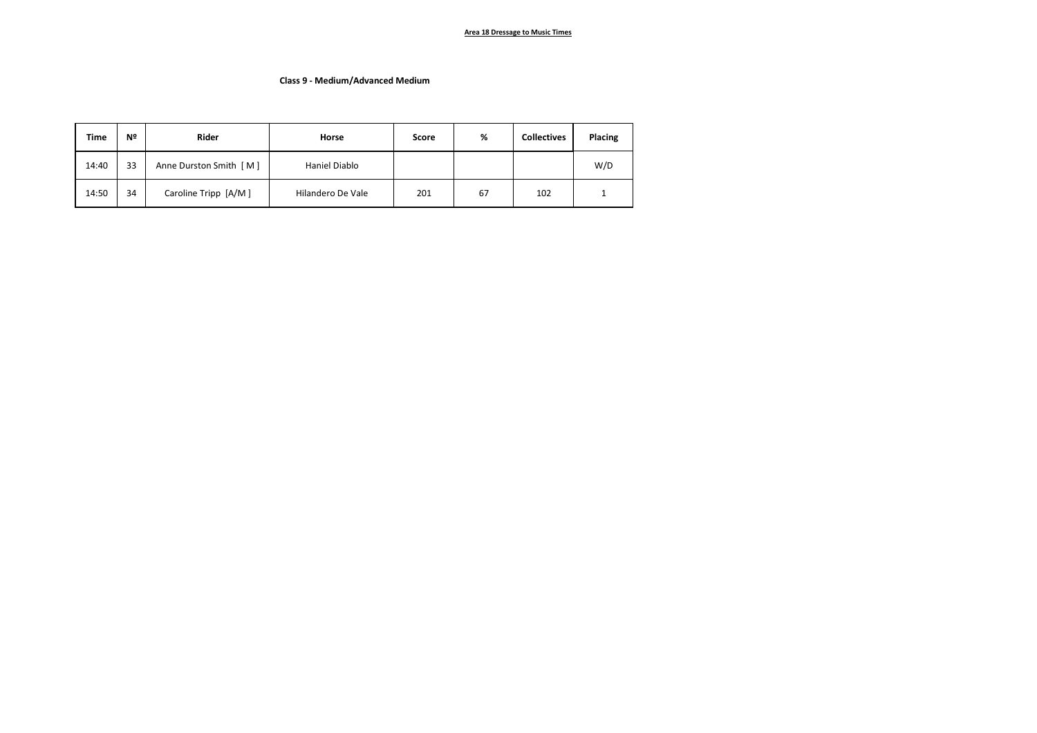**Area 18 Dressage to Music Times**

### Class 9 - Medium/Advanced Medium

| Time | Nº | Rider | Horse | Score | % | Collectives | Placing |
|---|---|---|---|---|---|---|---|
| 14:40 | 33 | Anne Durston Smith [ M ] | Haniel Diablo | | | | W/D |
| 14:50 | 34 | Caroline Tripp [A/M ] | Hilandero De Vale | 201 | 67 | 102 | 1 |